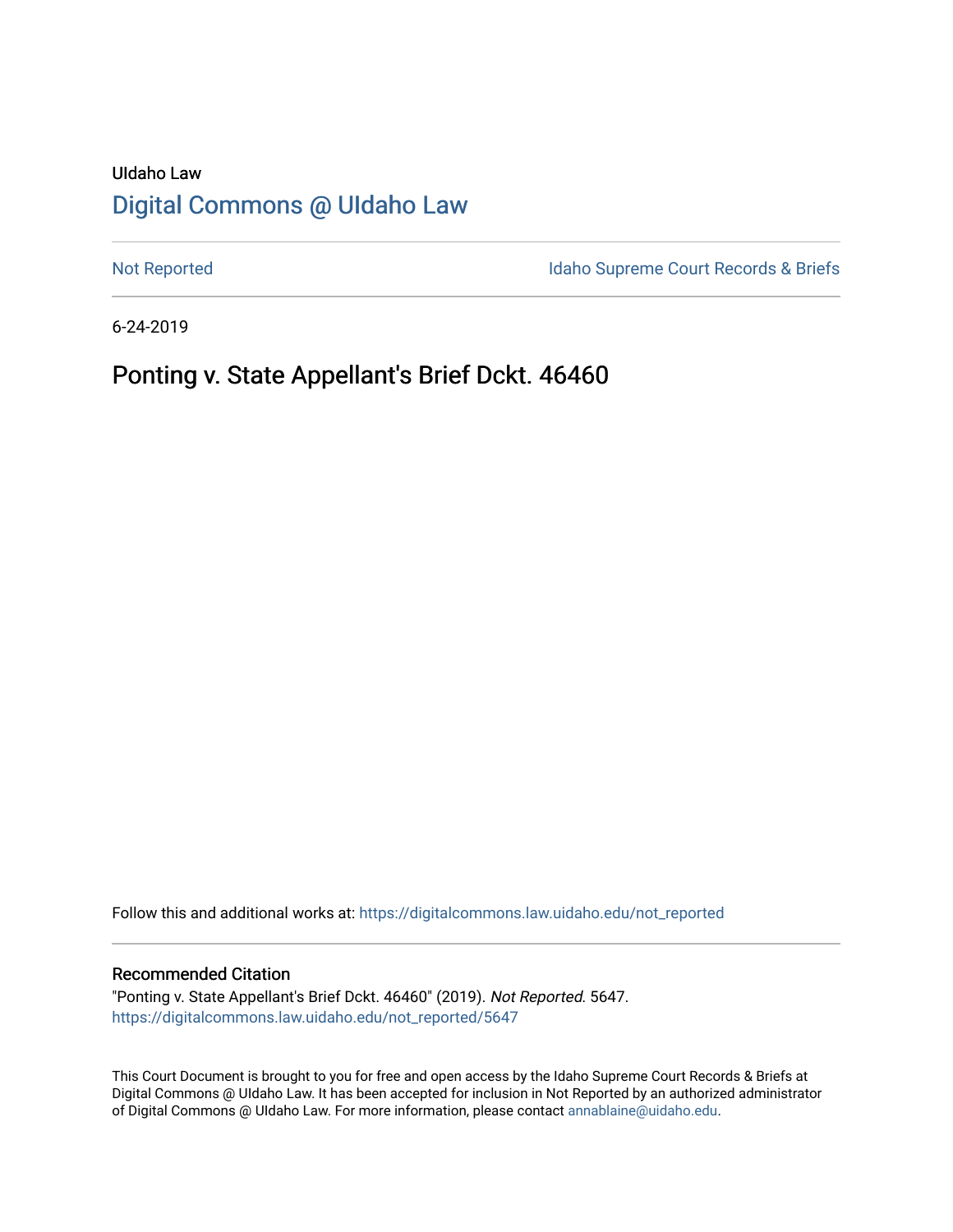UIdaho Law

# Digital Commons @ UIdaho Law

Not Reported

Idaho Supreme Court Records & Briefs

6-24-2019

## Ponting v. State Appellant's Brief Dckt. 46460

Follow this and additional works at: https://digitalcommons.law.uidaho.edu/not_reported

### Recommended Citation

"Ponting v. State Appellant's Brief Dckt. 46460" (2019). *Not Reported*. 5647.
https://digitalcommons.law.uidaho.edu/not_reported/5647

This Court Document is brought to you for free and open access by the Idaho Supreme Court Records & Briefs at Digital Commons @ UIdaho Law. It has been accepted for inclusion in Not Reported by an authorized administrator of Digital Commons @ UIdaho Law. For more information, please contact annablaine@uidaho.edu.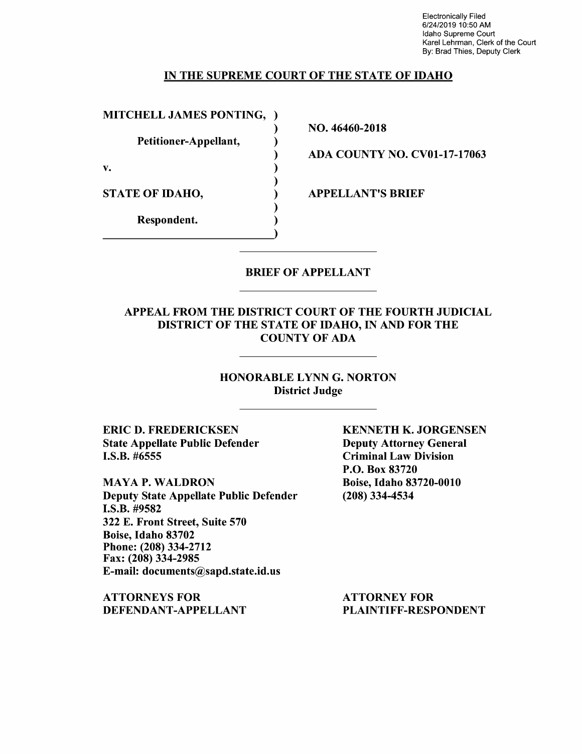Electronically Filed
6/24/2019 10:50 AM
Idaho Supreme Court
Karel Lehrman, Clerk of the Court
By: Brad Thies, Deputy Clerk

## IN THE SUPREME COURT OF THE STATE OF IDAHO

| | |
|---|---|
| **MITCHELL JAMES PONTING,** | |
| **Petitioner-Appellant,** | **NO. 46460-2018** |
| **v.** | **ADA COUNTY NO. CV01-17-17063** |
| **STATE OF IDAHO,** | **APPELLANT'S BRIEF** |
| **Respondent.** | |

## BRIEF OF APPELLANT

## APPEAL FROM THE DISTRICT COURT OF THE FOURTH JUDICIAL DISTRICT OF THE STATE OF IDAHO, IN AND FOR THE COUNTY OF ADA

**HONORABLE LYNN G. NORTON**
**District Judge**

**ERIC D. FREDERICKSEN**
**State Appellate Public Defender**
**I.S.B. #6555**

**MAYA P. WALDRON**
**Deputy State Appellate Public Defender**
**I.S.B. #9582**
**322 E. Front Street, Suite 570**
**Boise, Idaho 83702**
**Phone: (208) 334-2712**
**Fax: (208) 334-2985**
**E-mail: documents@sapd.state.id.us**

**ATTORNEYS FOR DEFENDANT-APPELLANT**

**KENNETH K. JORGENSEN**
**Deputy Attorney General**
**Criminal Law Division**
**P.O. Box 83720**
**Boise, Idaho 83720-0010**
**(208) 334-4534**

**ATTORNEY FOR PLAINTIFF-RESPONDENT**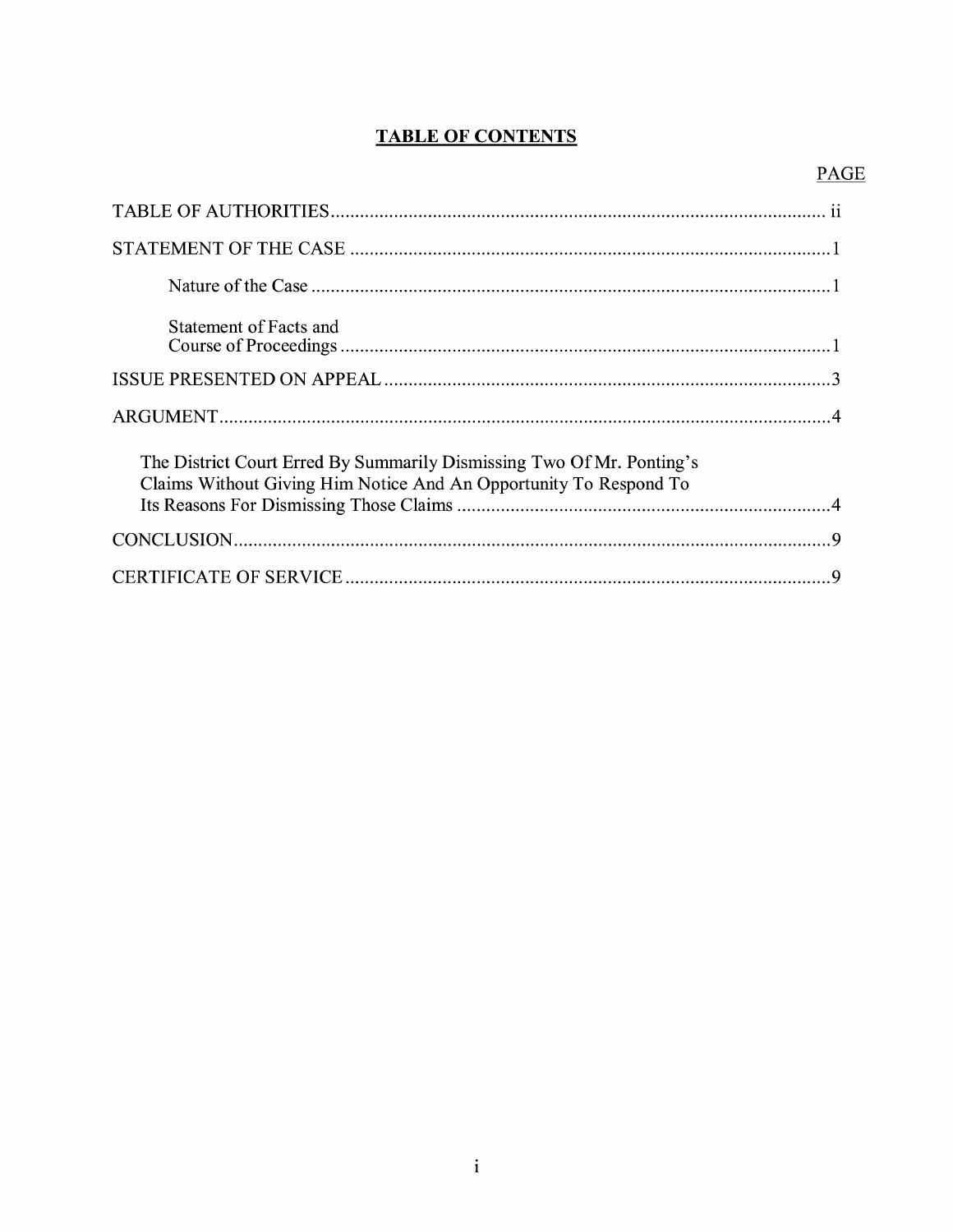# TABLE OF CONTENTS

| | PAGE |
|---|---|
| TABLE OF AUTHORITIES | ii |
| STATEMENT OF THE CASE | 1 |
| Nature of the Case | 1 |
| Statement of Facts and Course of Proceedings | 1 |
| ISSUE PRESENTED ON APPEAL | 3 |
| ARGUMENT | 4 |
| The District Court Erred By Summarily Dismissing Two Of Mr. Ponting's Claims Without Giving Him Notice And An Opportunity To Respond To Its Reasons For Dismissing Those Claims | 4 |
| CONCLUSION | 9 |
| CERTIFICATE OF SERVICE | 9 |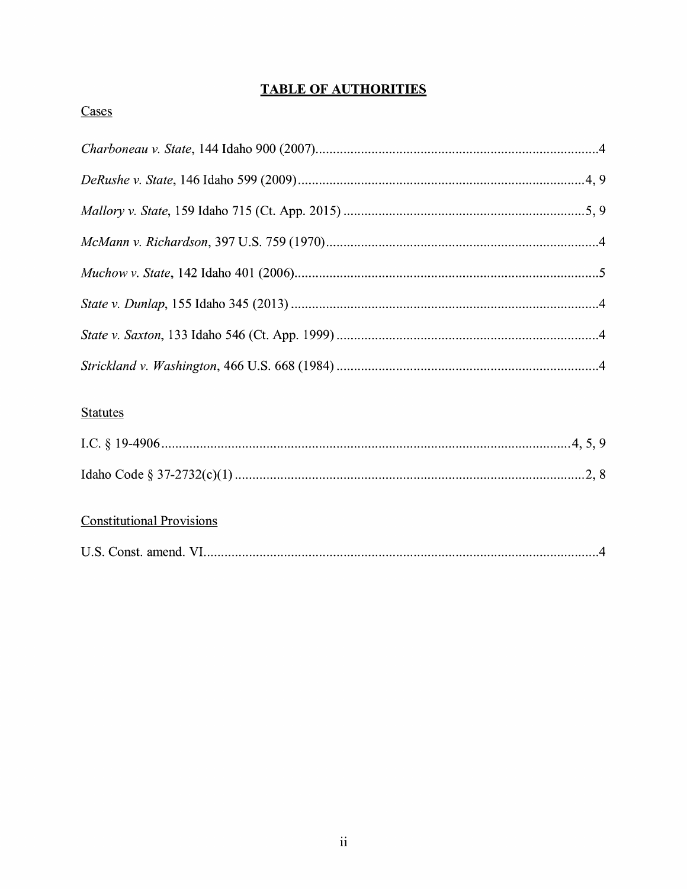# TABLE OF AUTHORITIES

## Cases

*Charboneau v. State*, 144 Idaho 900 (2007) .......... 4

*DeRushe v. State*, 146 Idaho 599 (2009) .......... 4, 9

*Mallory v. State*, 159 Idaho 715 (Ct. App. 2015) .......... 5, 9

*McMann v. Richardson*, 397 U.S. 759 (1970) .......... 4

*Muchow v. State*, 142 Idaho 401 (2006) .......... 5

*State v. Dunlap*, 155 Idaho 345 (2013) .......... 4

*State v. Saxton*, 133 Idaho 546 (Ct. App. 1999) .......... 4

*Strickland v. Washington*, 466 U.S. 668 (1984) .......... 4

## Statutes

I.C. § 19-4906 .......... 4, 5, 9

Idaho Code § 37-2732(c)(1) .......... 2, 8

## Constitutional Provisions

U.S. Const. amend. VI .......... 4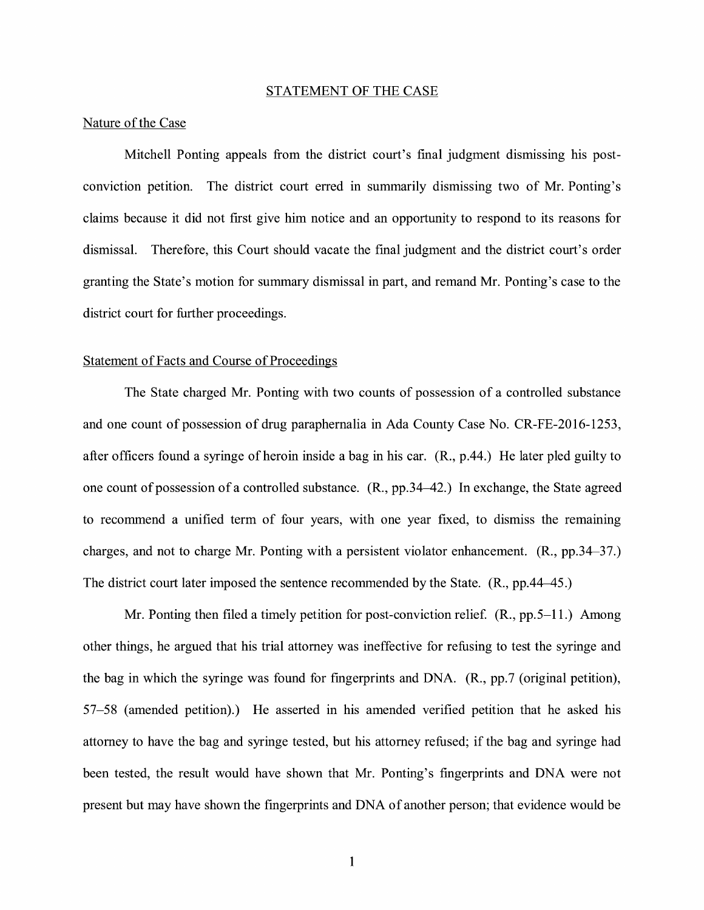## STATEMENT OF THE CASE

### Nature of the Case

Mitchell Ponting appeals from the district court's final judgment dismissing his post-conviction petition. The district court erred in summarily dismissing two of Mr. Ponting's claims because it did not first give him notice and an opportunity to respond to its reasons for dismissal. Therefore, this Court should vacate the final judgment and the district court's order granting the State's motion for summary dismissal in part, and remand Mr. Ponting's case to the district court for further proceedings.

### Statement of Facts and Course of Proceedings

The State charged Mr. Ponting with two counts of possession of a controlled substance and one count of possession of drug paraphernalia in Ada County Case No. CR-FE-2016-1253, after officers found a syringe of heroin inside a bag in his car. (R., p.44.) He later pled guilty to one count of possession of a controlled substance. (R., pp.34–42.) In exchange, the State agreed to recommend a unified term of four years, with one year fixed, to dismiss the remaining charges, and not to charge Mr. Ponting with a persistent violator enhancement. (R., pp.34–37.) The district court later imposed the sentence recommended by the State. (R., pp.44–45.)

Mr. Ponting then filed a timely petition for post-conviction relief. (R., pp.5–11.) Among other things, he argued that his trial attorney was ineffective for refusing to test the syringe and the bag in which the syringe was found for fingerprints and DNA. (R., pp.7 (original petition), 57–58 (amended petition).) He asserted in his amended verified petition that he asked his attorney to have the bag and syringe tested, but his attorney refused; if the bag and syringe had been tested, the result would have shown that Mr. Ponting's fingerprints and DNA were not present but may have shown the fingerprints and DNA of another person; that evidence would be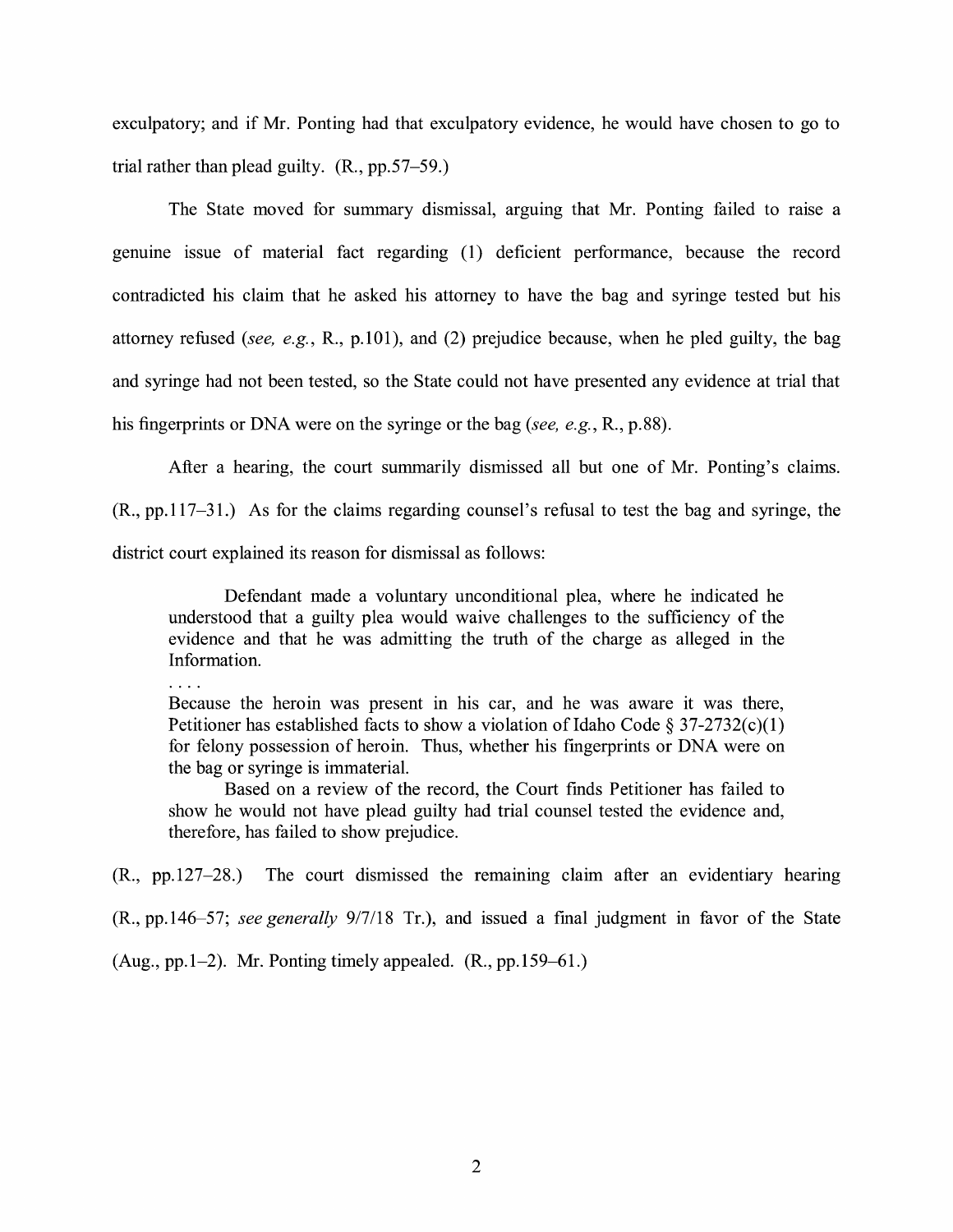exculpatory; and if Mr. Ponting had that exculpatory evidence, he would have chosen to go to trial rather than plead guilty. (R., pp.57–59.)

The State moved for summary dismissal, arguing that Mr. Ponting failed to raise a genuine issue of material fact regarding (1) deficient performance, because the record contradicted his claim that he asked his attorney to have the bag and syringe tested but his attorney refused (*see, e.g.*, R., p.101), and (2) prejudice because, when he pled guilty, the bag and syringe had not been tested, so the State could not have presented any evidence at trial that his fingerprints or DNA were on the syringe or the bag (*see, e.g.*, R., p.88).

After a hearing, the court summarily dismissed all but one of Mr. Ponting's claims. (R., pp.117–31.) As for the claims regarding counsel's refusal to test the bag and syringe, the district court explained its reason for dismissal as follows:

> Defendant made a voluntary unconditional plea, where he indicated he understood that a guilty plea would waive challenges to the sufficiency of the evidence and that he was admitting the truth of the charge as alleged in the Information.
>
> . . . .
>
> Because the heroin was present in his car, and he was aware it was there, Petitioner has established facts to show a violation of Idaho Code § 37-2732(c)(1) for felony possession of heroin. Thus, whether his fingerprints or DNA were on the bag or syringe is immaterial.
>
> Based on a review of the record, the Court finds Petitioner has failed to show he would not have plead guilty had trial counsel tested the evidence and, therefore, has failed to show prejudice.

(R., pp.127–28.) The court dismissed the remaining claim after an evidentiary hearing (R., pp.146–57; *see generally* 9/7/18 Tr.), and issued a final judgment in favor of the State (Aug., pp.1–2). Mr. Ponting timely appealed. (R., pp.159–61.)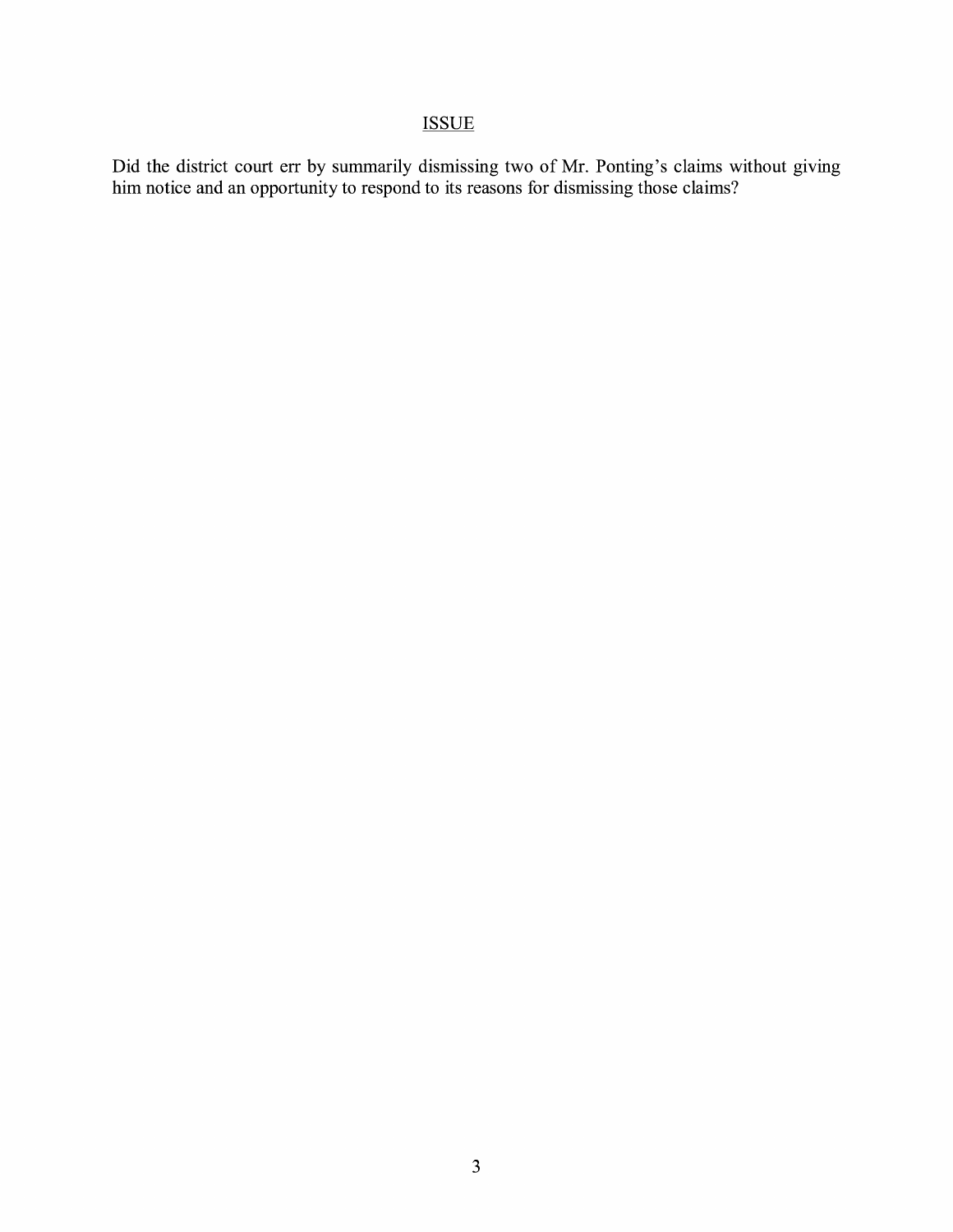## ISSUE

Did the district court err by summarily dismissing two of Mr. Ponting's claims without giving him notice and an opportunity to respond to its reasons for dismissing those claims?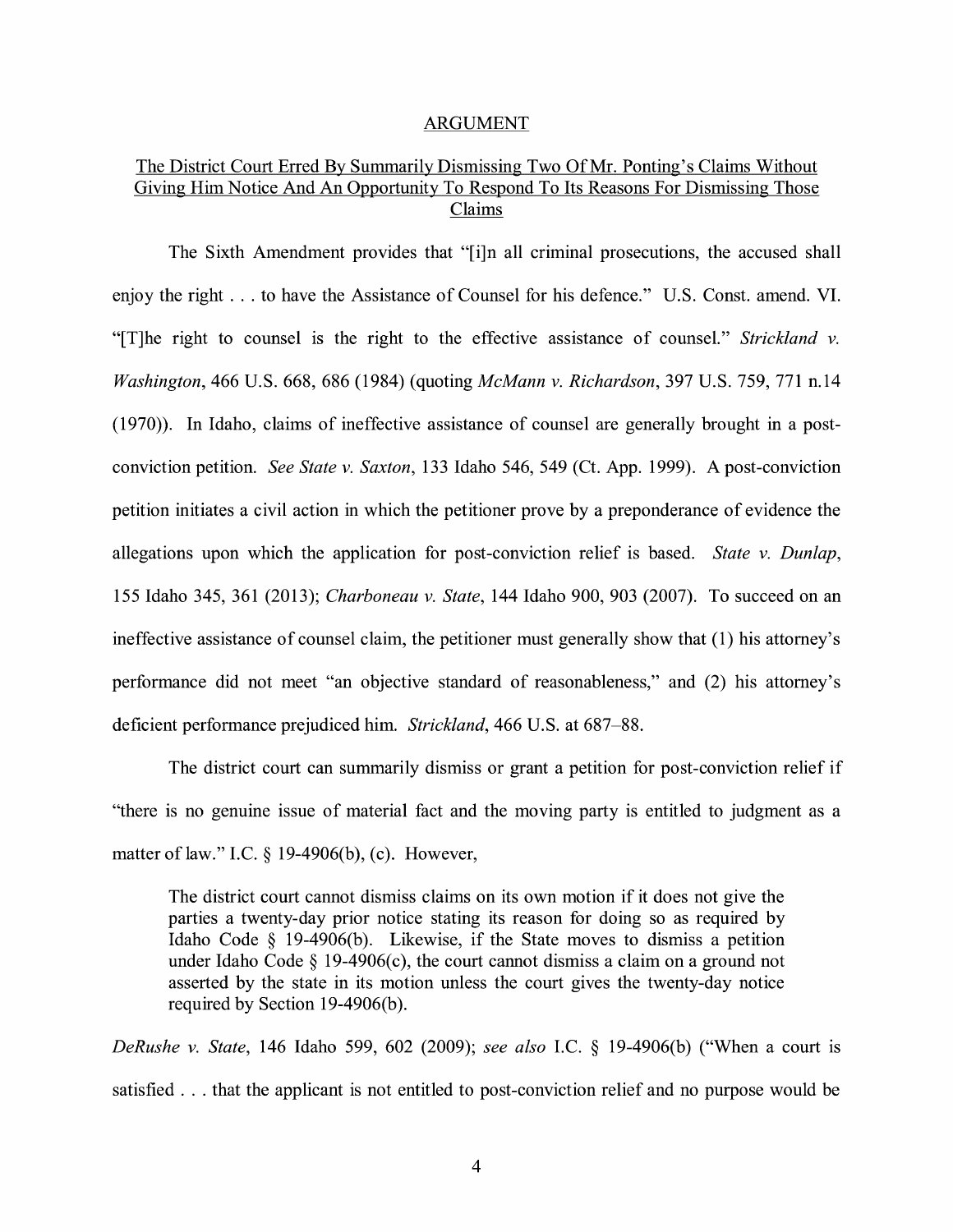## ARGUMENT

### The District Court Erred By Summarily Dismissing Two Of Mr. Ponting's Claims Without Giving Him Notice And An Opportunity To Respond To Its Reasons For Dismissing Those Claims

The Sixth Amendment provides that "[i]n all criminal prosecutions, the accused shall enjoy the right . . . to have the Assistance of Counsel for his defence." U.S. Const. amend. VI. "[T]he right to counsel is the right to the effective assistance of counsel." *Strickland v. Washington*, 466 U.S. 668, 686 (1984) (quoting *McMann v. Richardson*, 397 U.S. 759, 771 n.14 (1970)). In Idaho, claims of ineffective assistance of counsel are generally brought in a post-conviction petition. *See State v. Saxton*, 133 Idaho 546, 549 (Ct. App. 1999). A post-conviction petition initiates a civil action in which the petitioner prove by a preponderance of evidence the allegations upon which the application for post-conviction relief is based. *State v. Dunlap*, 155 Idaho 345, 361 (2013); *Charboneau v. State*, 144 Idaho 900, 903 (2007). To succeed on an ineffective assistance of counsel claim, the petitioner must generally show that (1) his attorney's performance did not meet "an objective standard of reasonableness," and (2) his attorney's deficient performance prejudiced him. *Strickland*, 466 U.S. at 687–88.

The district court can summarily dismiss or grant a petition for post-conviction relief if "there is no genuine issue of material fact and the moving party is entitled to judgment as a matter of law." I.C. § 19-4906(b), (c). However,

> The district court cannot dismiss claims on its own motion if it does not give the parties a twenty-day prior notice stating its reason for doing so as required by Idaho Code § 19-4906(b). Likewise, if the State moves to dismiss a petition under Idaho Code § 19-4906(c), the court cannot dismiss a claim on a ground not asserted by the state in its motion unless the court gives the twenty-day notice required by Section 19-4906(b).

*DeRushe v. State*, 146 Idaho 599, 602 (2009); *see also* I.C. § 19-4906(b) ("When a court is satisfied . . . that the applicant is not entitled to post-conviction relief and no purpose would be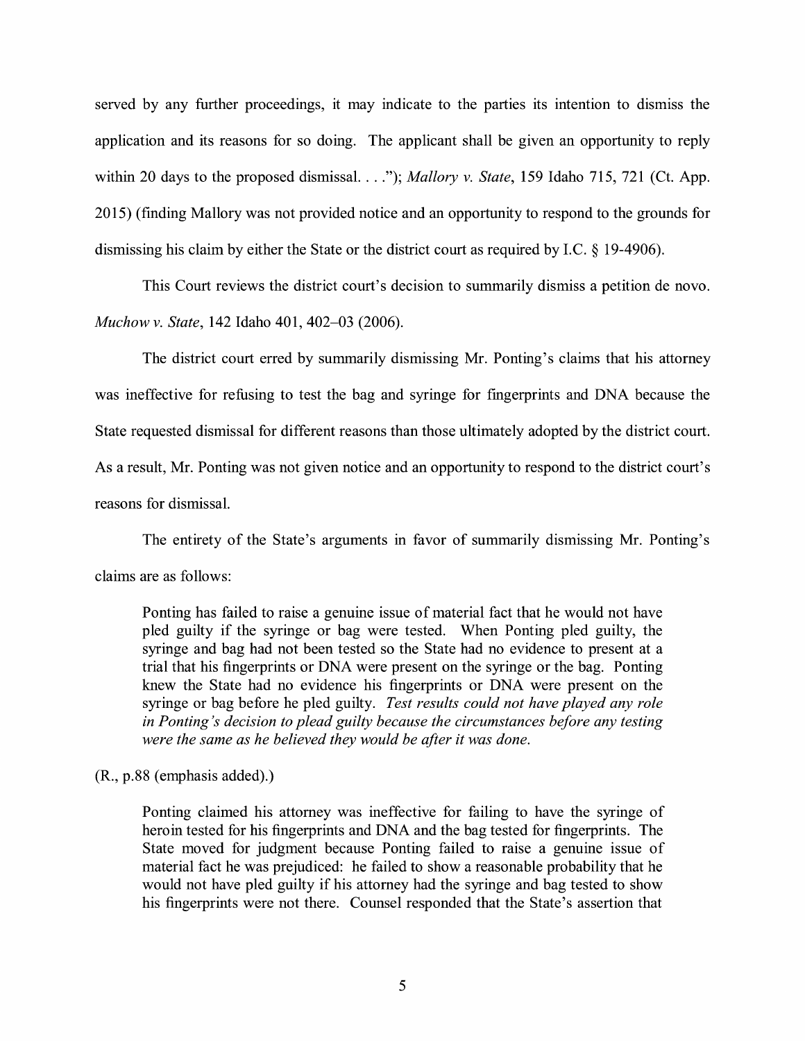served by any further proceedings, it may indicate to the parties its intention to dismiss the application and its reasons for so doing. The applicant shall be given an opportunity to reply within 20 days to the proposed dismissal. . . ."); *Mallory v. State*, 159 Idaho 715, 721 (Ct. App. 2015) (finding Mallory was not provided notice and an opportunity to respond to the grounds for dismissing his claim by either the State or the district court as required by I.C. § 19-4906).

This Court reviews the district court's decision to summarily dismiss a petition de novo. *Muchow v. State*, 142 Idaho 401, 402–03 (2006).

The district court erred by summarily dismissing Mr. Ponting's claims that his attorney was ineffective for refusing to test the bag and syringe for fingerprints and DNA because the State requested dismissal for different reasons than those ultimately adopted by the district court. As a result, Mr. Ponting was not given notice and an opportunity to respond to the district court's reasons for dismissal.

The entirety of the State's arguments in favor of summarily dismissing Mr. Ponting's claims are as follows:

> Ponting has failed to raise a genuine issue of material fact that he would not have pled guilty if the syringe or bag were tested. When Ponting pled guilty, the syringe and bag had not been tested so the State had no evidence to present at a trial that his fingerprints or DNA were present on the syringe or the bag. Ponting knew the State had no evidence his fingerprints or DNA were present on the syringe or bag before he pled guilty. *Test results could not have played any role in Ponting's decision to plead guilty because the circumstances before any testing were the same as he believed they would be after it was done.*

(R., p.88 (emphasis added).)

> Ponting claimed his attorney was ineffective for failing to have the syringe of heroin tested for his fingerprints and DNA and the bag tested for fingerprints. The State moved for judgment because Ponting failed to raise a genuine issue of material fact he was prejudiced: he failed to show a reasonable probability that he would not have pled guilty if his attorney had the syringe and bag tested to show his fingerprints were not there. Counsel responded that the State's assertion that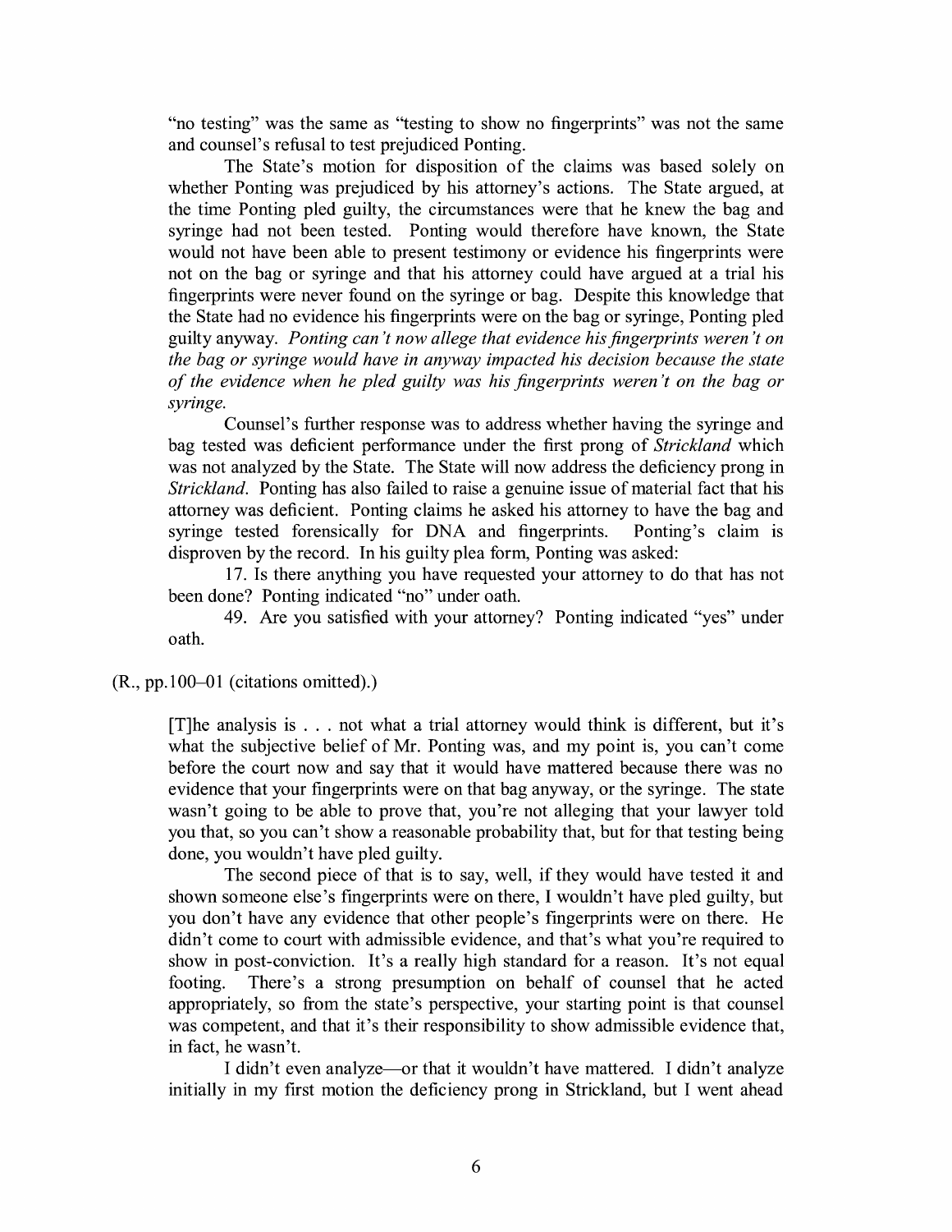"no testing" was the same as "testing to show no fingerprints" was not the same and counsel's refusal to test prejudiced Ponting.

> The State's motion for disposition of the claims was based solely on whether Ponting was prejudiced by his attorney's actions. The State argued, at the time Ponting pled guilty, the circumstances were that he knew the bag and syringe had not been tested. Ponting would therefore have known, the State would not have been able to present testimony or evidence his fingerprints were not on the bag or syringe and that his attorney could have argued at a trial his fingerprints were never found on the syringe or bag. Despite this knowledge that the State had no evidence his fingerprints were on the bag or syringe, Ponting pled guilty anyway. *Ponting can't now allege that evidence his fingerprints weren't on the bag or syringe would have in anyway impacted his decision because the state of the evidence when he pled guilty was his fingerprints weren't on the bag or syringe.*
>
> Counsel's further response was to address whether having the syringe and bag tested was deficient performance under the first prong of *Strickland* which was not analyzed by the State. The State will now address the deficiency prong in *Strickland*. Ponting has also failed to raise a genuine issue of material fact that his attorney was deficient. Ponting claims he asked his attorney to have the bag and syringe tested forensically for DNA and fingerprints. Ponting's claim is disproven by the record. In his guilty plea form, Ponting was asked:
>
> 17. Is there anything you have requested your attorney to do that has not been done? Ponting indicated "no" under oath.
>
> 49. Are you satisfied with your attorney? Ponting indicated "yes" under oath.

(R., pp.100–01 (citations omitted).)

> [T]he analysis is . . . not what a trial attorney would think is different, but it's what the subjective belief of Mr. Ponting was, and my point is, you can't come before the court now and say that it would have mattered because there was no evidence that your fingerprints were on that bag anyway, or the syringe. The state wasn't going to be able to prove that, you're not alleging that your lawyer told you that, so you can't show a reasonable probability that, but for that testing being done, you wouldn't have pled guilty.
>
> The second piece of that is to say, well, if they would have tested it and shown someone else's fingerprints were on there, I wouldn't have pled guilty, but you don't have any evidence that other people's fingerprints were on there. He didn't come to court with admissible evidence, and that's what you're required to show in post-conviction. It's a really high standard for a reason. It's not equal footing. There's a strong presumption on behalf of counsel that he acted appropriately, so from the state's perspective, your starting point is that counsel was competent, and that it's their responsibility to show admissible evidence that, in fact, he wasn't.
>
> I didn't even analyze—or that it wouldn't have mattered. I didn't analyze initially in my first motion the deficiency prong in Strickland, but I went ahead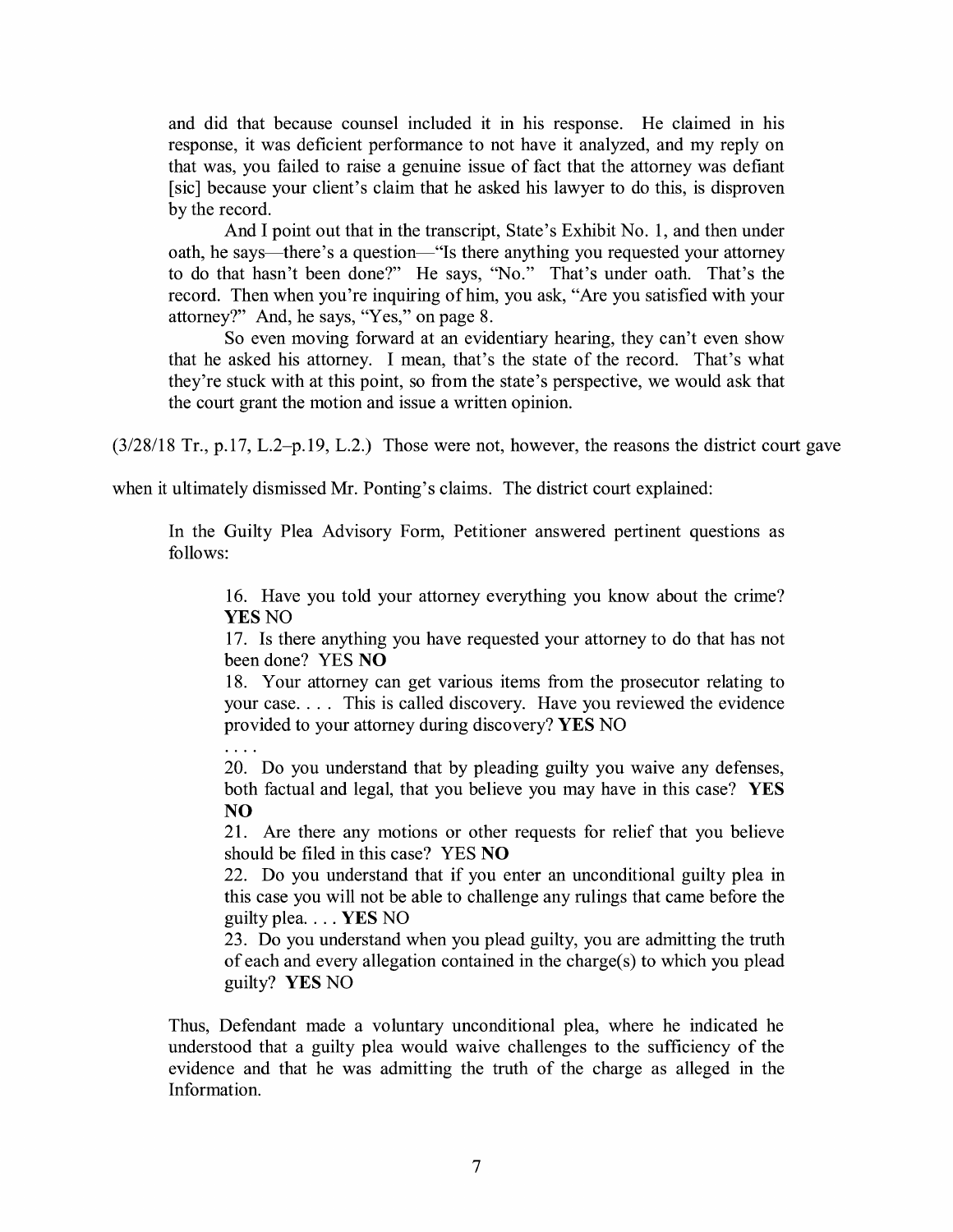and did that because counsel included it in his response. He claimed in his response, it was deficient performance to not have it analyzed, and my reply on that was, you failed to raise a genuine issue of fact that the attorney was defiant [sic] because your client's claim that he asked his lawyer to do this, is disproven by the record.

> And I point out that in the transcript, State's Exhibit No. 1, and then under oath, he says—there's a question—"Is there anything you requested your attorney to do that hasn't been done?" He says, "No." That's under oath. That's the record. Then when you're inquiring of him, you ask, "Are you satisfied with your attorney?" And, he says, "Yes," on page 8.
>
> So even moving forward at an evidentiary hearing, they can't even show that he asked his attorney. I mean, that's the state of the record. That's what they're stuck with at this point, so from the state's perspective, we would ask that the court grant the motion and issue a written opinion.

(3/28/18 Tr., p.17, L.2–p.19, L.2.) Those were not, however, the reasons the district court gave when it ultimately dismissed Mr. Ponting's claims. The district court explained:

> In the Guilty Plea Advisory Form, Petitioner answered pertinent questions as follows:
>
> > 16. Have you told your attorney everything you know about the crime? **YES** NO
> >
> > 17. Is there anything you have requested your attorney to do that has not been done? YES **NO**
> >
> > 18. Your attorney can get various items from the prosecutor relating to your case. . . . This is called discovery. Have you reviewed the evidence provided to your attorney during discovery? **YES** NO
> >
> > . . . .
> >
> > 20. Do you understand that by pleading guilty you waive any defenses, both factual and legal, that you believe you may have in this case? **YES NO**
> >
> > 21. Are there any motions or other requests for relief that you believe should be filed in this case? YES **NO**
> >
> > 22. Do you understand that if you enter an unconditional guilty plea in this case you will not be able to challenge any rulings that came before the guilty plea. . . . **YES** NO
> >
> > 23. Do you understand when you plead guilty, you are admitting the truth of each and every allegation contained in the charge(s) to which you plead guilty? **YES** NO
>
> Thus, Defendant made a voluntary unconditional plea, where he indicated he understood that a guilty plea would waive challenges to the sufficiency of the evidence and that he was admitting the truth of the charge as alleged in the Information.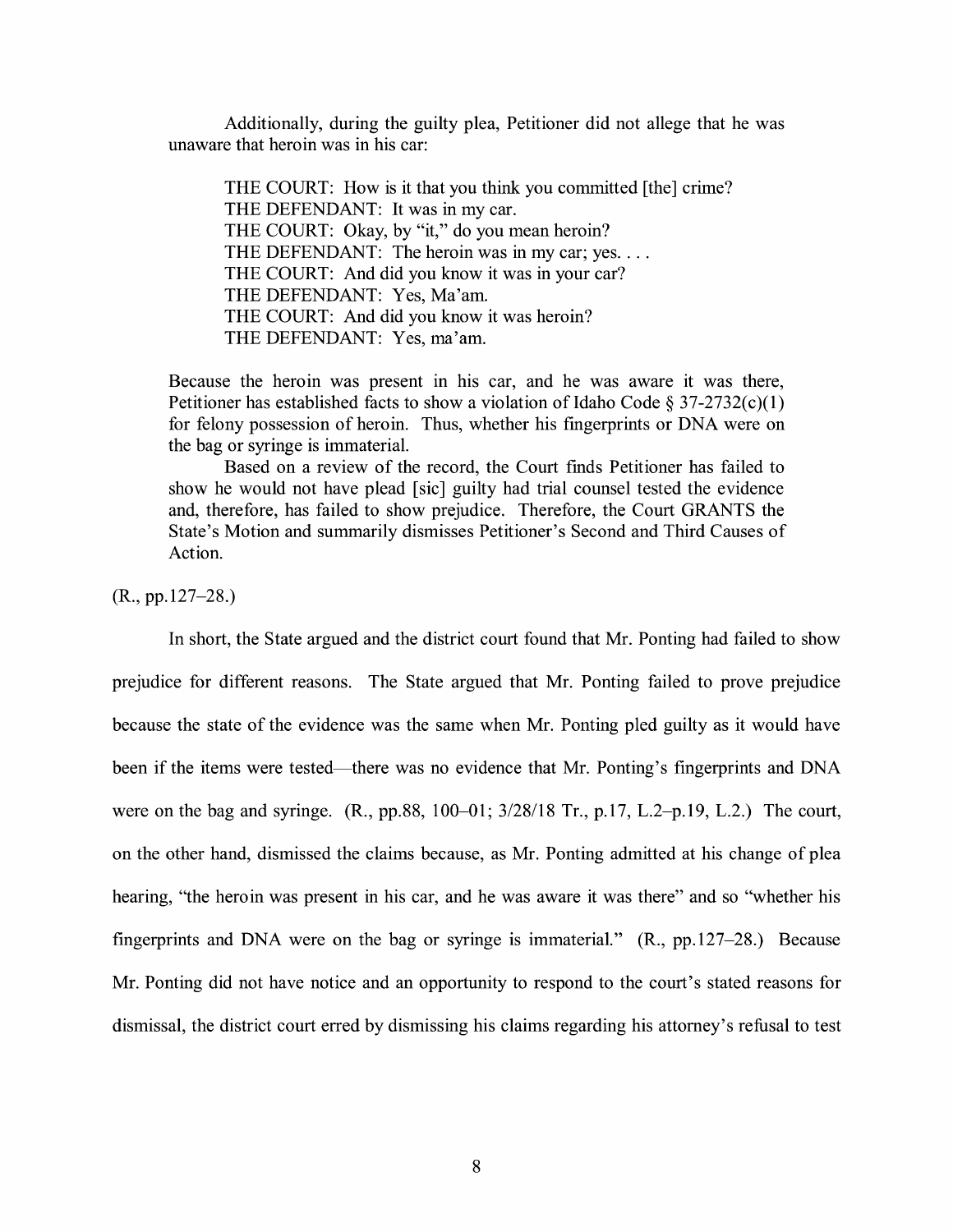Additionally, during the guilty plea, Petitioner did not allege that he was unaware that heroin was in his car:

> THE COURT: How is it that you think you committed [the] crime?
> THE DEFENDANT: It was in my car.
> THE COURT: Okay, by "it," do you mean heroin?
> THE DEFENDANT: The heroin was in my car; yes. . . .
> THE COURT: And did you know it was in your car?
> THE DEFENDANT: Yes, Ma'am.
> THE COURT: And did you know it was heroin?
> THE DEFENDANT: Yes, ma'am.

> Because the heroin was present in his car, and he was aware it was there, Petitioner has established facts to show a violation of Idaho Code § 37-2732(c)(1) for felony possession of heroin. Thus, whether his fingerprints or DNA were on the bag or syringe is immaterial.
>
> Based on a review of the record, the Court finds Petitioner has failed to show he would not have plead [sic] guilty had trial counsel tested the evidence and, therefore, has failed to show prejudice. Therefore, the Court GRANTS the State's Motion and summarily dismisses Petitioner's Second and Third Causes of Action.

(R., pp.127–28.)

In short, the State argued and the district court found that Mr. Ponting had failed to show prejudice for different reasons. The State argued that Mr. Ponting failed to prove prejudice because the state of the evidence was the same when Mr. Ponting pled guilty as it would have been if the items were tested—there was no evidence that Mr. Ponting's fingerprints and DNA were on the bag and syringe. (R., pp.88, 100–01; 3/28/18 Tr., p.17, L.2–p.19, L.2.) The court, on the other hand, dismissed the claims because, as Mr. Ponting admitted at his change of plea hearing, "the heroin was present in his car, and he was aware it was there" and so "whether his fingerprints and DNA were on the bag or syringe is immaterial." (R., pp.127–28.) Because Mr. Ponting did not have notice and an opportunity to respond to the court's stated reasons for dismissal, the district court erred by dismissing his claims regarding his attorney's refusal to test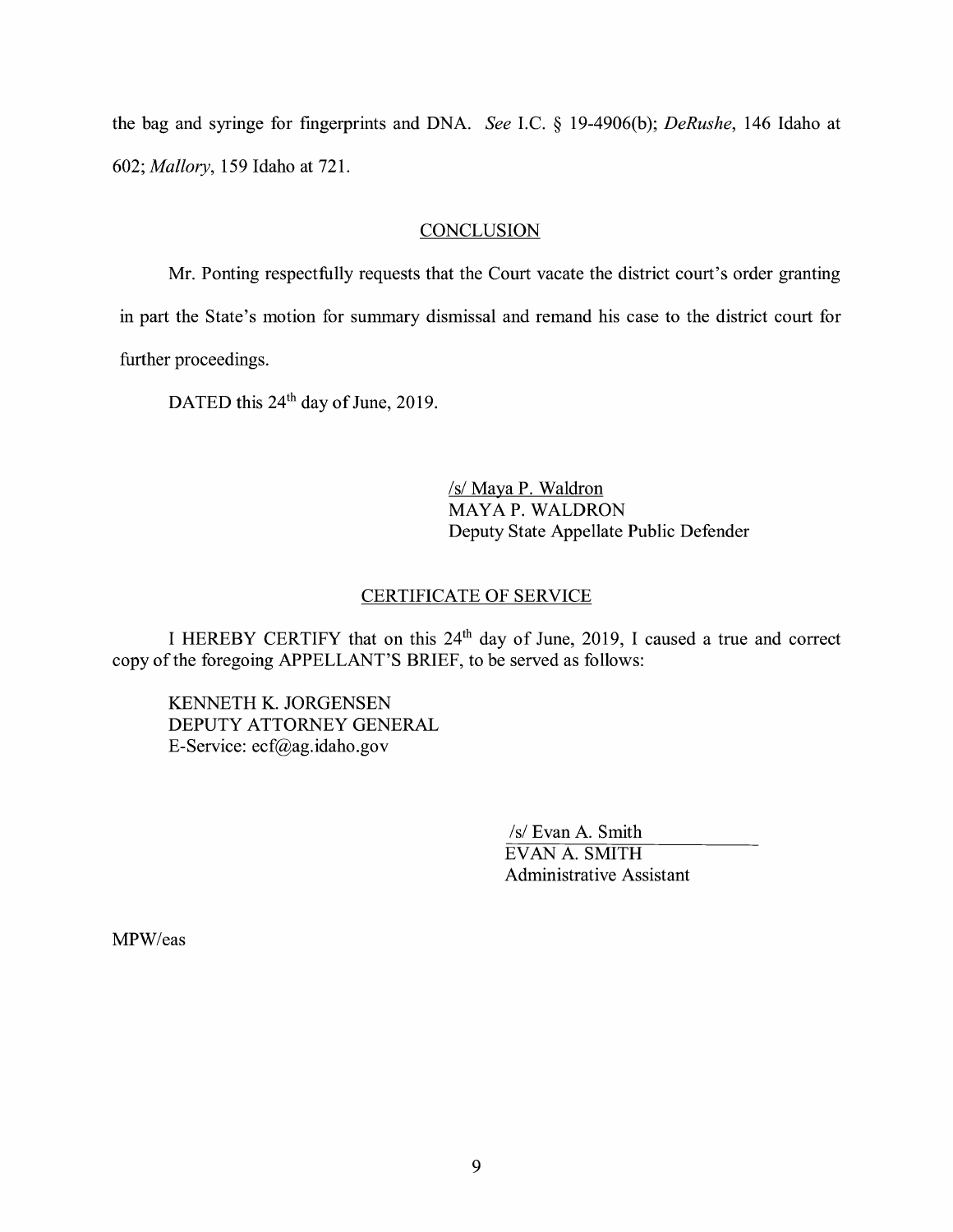the bag and syringe for fingerprints and DNA. *See* I.C. § 19-4906(b); *DeRushe*, 146 Idaho at 602; *Mallory*, 159 Idaho at 721.

## CONCLUSION

Mr. Ponting respectfully requests that the Court vacate the district court's order granting in part the State's motion for summary dismissal and remand his case to the district court for further proceedings.

DATED this 24th day of June, 2019.

/s/ Maya P. Waldron
MAYA P. WALDRON
Deputy State Appellate Public Defender

## CERTIFICATE OF SERVICE

I HEREBY CERTIFY that on this 24th day of June, 2019, I caused a true and correct copy of the foregoing APPELLANT'S BRIEF, to be served as follows:

KENNETH K. JORGENSEN
DEPUTY ATTORNEY GENERAL
E-Service: ecf@ag.idaho.gov

/s/ Evan A. Smith
EVAN A. SMITH
Administrative Assistant

MPW/eas